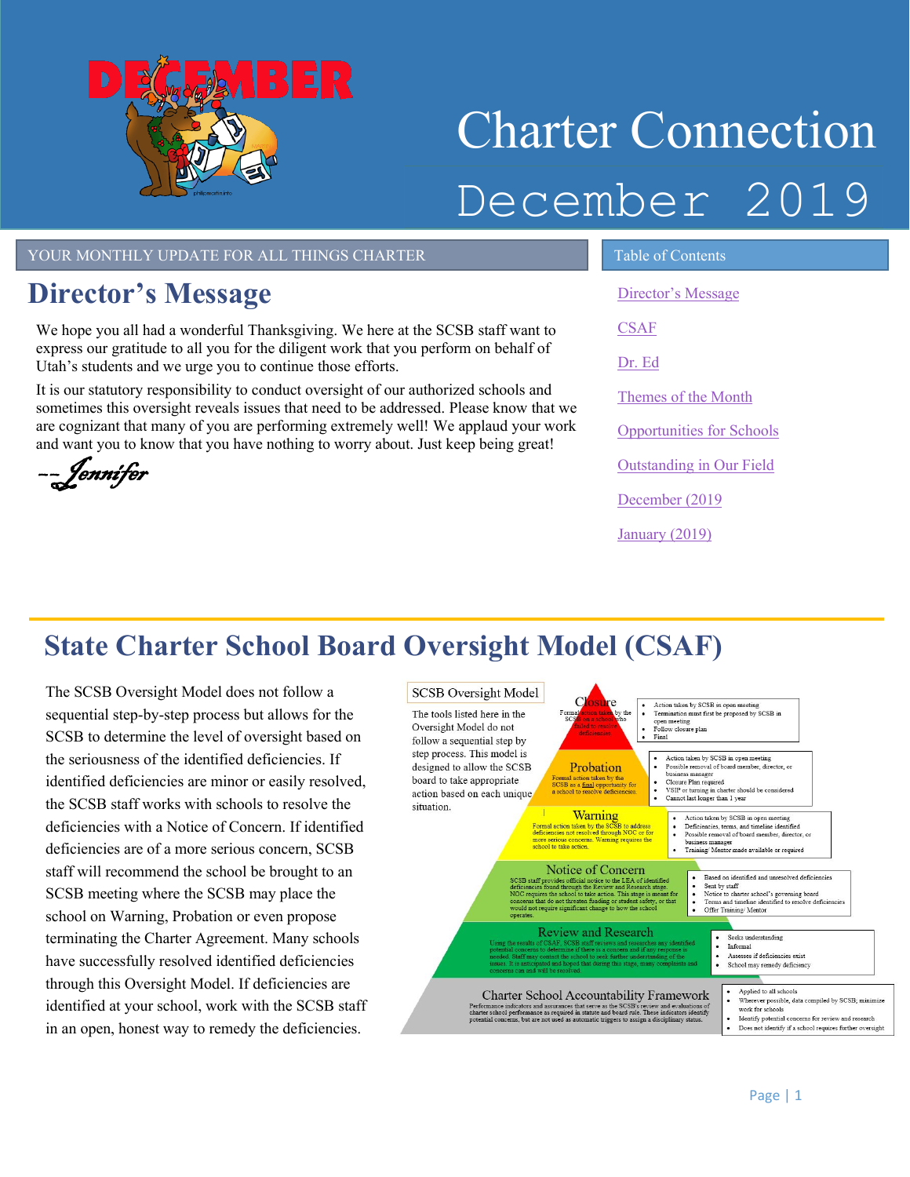# Charter Connection

# December 2019

YOUR MONTHLY UPDATE FOR ALL THINGS CHARTER

## Director's Message

We hope you all had a wonderful Thanksgiving. We here at the SCSB staff want to express our gratitude to all you for the diligent work that you perform on behalf of Utah's students and we urge you to continue those efforts.

It is our statutory responsibility to conduct oversight of our authorized schools and sometimes this oversight reveals issues that need to be addressed. Please know that we are cognizant that many of you are performing extremely well! We applaud your work and want you to know that you have nothing to worry about. Just keep being great!

--Jennifer

### Table of Contents

- Director's Message
- CSAF
- Dr. Ed
- Themes of the Month
- Opportunities for Schools
- Outstanding in Our Field
- December (2019
- January (2019)

## State Charter School Board Oversight Model (CSAF)

The SCSB Oversight Model does not follow a sequential step-by-step process but allows for the SCSB to determine the level of oversight based on the seriousness of the identified deficiencies. If identified deficiencies are minor or easily resolved, the SCSB staff works with schools to resolve the deficiencies with a Notice of Concern. If identified deficiencies are of a more serious concern, SCSB staff will recommend the school be brought to an SCSB meeting where the SCSB may place the school on Warning, Probation or even propose terminating the Charter Agreement. Many schools have successfully resolved identified deficiencies through this Oversight Model. If deficiencies are identified at your school, work with the SCSB staff in an open, honest way to remedy the deficiencies.

**SCSB Oversight Model**

The tools listed here in the Oversight Model do not follow a sequential step by step process. This model is designed to allow the SCSB board to take appropriate action based on each unique situation.

**Closure**
Formal action taken by the SCSB on a school who failed to resolve deficiencies.
- Action taken by SCSB in open meeting
- Termination must first be proposed by SCSB in open meeting
- Follow closure plan
- Final

**Probation**
Formal action taken by the SCSB as a final opportunity for a school to resolve deficiencies.
- Action taken by SCSB in open meeting
- Possible removal of board member, director, or business manager
- Closure Plan required
- VSIP or turning in charter should be considered
- Cannot last longer than 1 year

**Warning**
Formal action taken by the SCSB to address deficiencies not resolved through NOC or for more serious concerns. Warning requires the school to take action.
- Action taken by SCSB in open meeting
- Deficiencies, terms, and timeline identified
- Possible removal of board member, director, or business manager
- Training/ Mentor made available or required

**Notice of Concern**
SCSB staff provides official notice to the LEA of identified deficiencies found through the Review and Research stage. NOC requires the school to take action. This stage is meant for concerns that do not threaten funding or student safety, or that would not require significant change to how the school operates.
- Based on identified and unresolved deficiencies
- Sent by staff
- Notice to charter school's governing board
- Terms and timeline identified to resolve deficiencies
- Offer Training/ Mentor

**Review and Research**
Using the results of CSAF, SCSB staff reviews and researches any identified potential concerns to determine if there is a concern and if any response is needed. Staff may contact the school to seek further understanding of the issues. It is anticipated and hoped that during this stage, many complaints and concerns can and will be resolved.
- Seeks understanding
- Informal
- Assesses if deficiencies exist
- School may remedy deficiency

**Charter School Accountability Framework**
Performance indicators and assurances that serve as the SCSB's review and evaluations of charter school performance as required in statute and board rule. These indicators identify potential concerns, but are not used as automatic triggers to assign a disciplinary status.
- Applied to all schools
- Wherever possible, data compiled by SCSB; minimize work for schools
- Identify potential concerns for review and research
- Does not identify if a school requires further oversight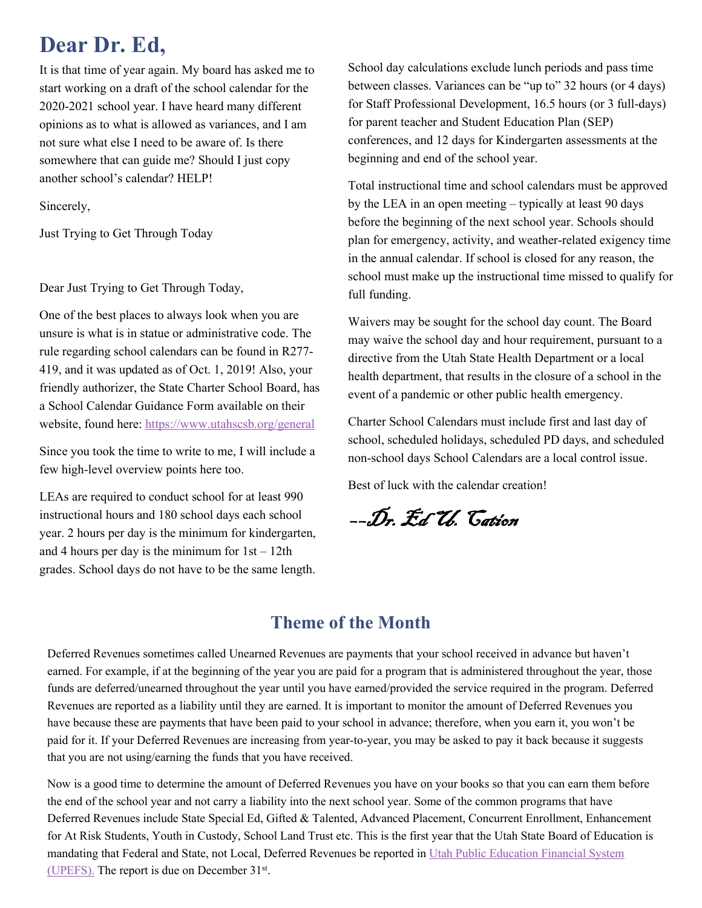# Dear Dr. Ed,

It is that time of year again. My board has asked me to start working on a draft of the school calendar for the 2020-2021 school year. I have heard many different opinions as to what is allowed as variances, and I am not sure what else I need to be aware of. Is there somewhere that can guide me? Should I just copy another school's calendar? HELP!

Sincerely,

Just Trying to Get Through Today

Dear Just Trying to Get Through Today,

One of the best places to always look when you are unsure is what is in statue or administrative code. The rule regarding school calendars can be found in R277-419, and it was updated as of Oct. 1, 2019! Also, your friendly authorizer, the State Charter School Board, has a School Calendar Guidance Form available on their website, found here: [https://www.utahscsb.org/general](https://www.utahscsb.org/general)

Since you took the time to write to me, I will include a few high-level overview points here too.

LEAs are required to conduct school for at least 990 instructional hours and 180 school days each school year. 2 hours per day is the minimum for kindergarten, and 4 hours per day is the minimum for 1st – 12th grades. School days do not have to be the same length. School day calculations exclude lunch periods and pass time between classes. Variances can be "up to" 32 hours (or 4 days) for Staff Professional Development, 16.5 hours (or 3 full-days) for parent teacher and Student Education Plan (SEP) conferences, and 12 days for Kindergarten assessments at the beginning and end of the school year.

Total instructional time and school calendars must be approved by the LEA in an open meeting – typically at least 90 days before the beginning of the next school year. Schools should plan for emergency, activity, and weather-related exigency time in the annual calendar. If school is closed for any reason, the school must make up the instructional time missed to qualify for full funding.

Waivers may be sought for the school day count. The Board may waive the school day and hour requirement, pursuant to a directive from the Utah State Health Department or a local health department, that results in the closure of a school in the event of a pandemic or other public health emergency.

Charter School Calendars must include first and last day of school, scheduled holidays, scheduled PD days, and scheduled non-school days School Calendars are a local control issue.

Best of luck with the calendar creation!

*--Dr. Ed U. Cation*

## Theme of the Month

Deferred Revenues sometimes called Unearned Revenues are payments that your school received in advance but haven't earned. For example, if at the beginning of the year you are paid for a program that is administered throughout the year, those funds are deferred/unearned throughout the year until you have earned/provided the service required in the program. Deferred Revenues are reported as a liability until they are earned. It is important to monitor the amount of Deferred Revenues you have because these are payments that have been paid to your school in advance; therefore, when you earn it, you won't be paid for it. If your Deferred Revenues are increasing from year-to-year, you may be asked to pay it back because it suggests that you are not using/earning the funds that you have received.

Now is a good time to determine the amount of Deferred Revenues you have on your books so that you can earn them before the end of the school year and not carry a liability into the next school year. Some of the common programs that have Deferred Revenues include State Special Ed, Gifted & Talented, Advanced Placement, Concurrent Enrollment, Enhancement for At Risk Students, Youth in Custody, School Land Trust etc. This is the first year that the Utah State Board of Education is mandating that Federal and State, not Local, Deferred Revenues be reported in [Utah Public Education Financial System (UPEFS).](#) The report is due on December 31st.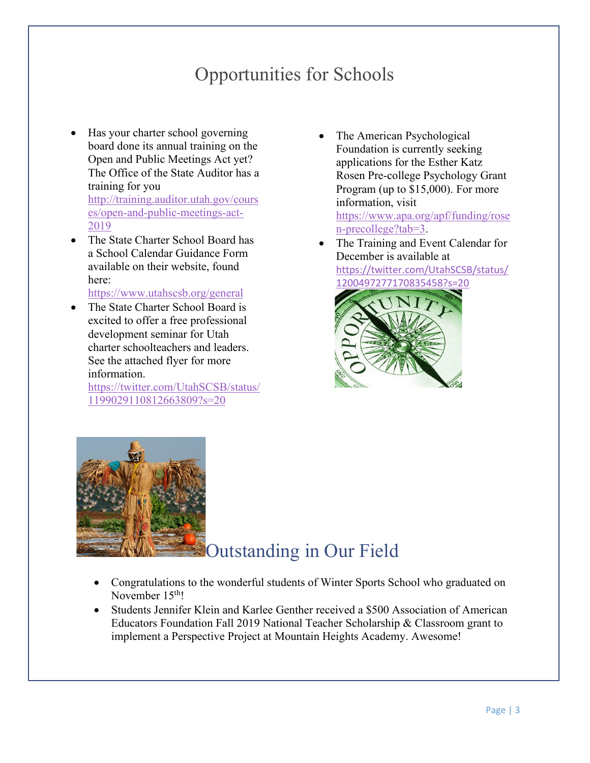# Opportunities for Schools

- Has your charter school governing board done its annual training on the Open and Public Meetings Act yet? The Office of the State Auditor has a training for you http://training.auditor.utah.gov/courses/open-and-public-meetings-act-2019
- The State Charter School Board has a School Calendar Guidance Form available on their website, found here: https://www.utahscsb.org/general
- The State Charter School Board is excited to offer a free professional development seminar for Utah charter schoolteachers and leaders. See the attached flyer for more information. https://twitter.com/UtahSCSB/status/1199029110812663809?s=20
- The American Psychological Foundation is currently seeking applications for the Esther Katz Rosen Pre-college Psychology Grant Program (up to $15,000). For more information, visit https://www.apa.org/apf/funding/rosen-precollege?tab=3.
- The Training and Event Calendar for December is available at https://twitter.com/UtahSCSB/status/1200497277170835458?s=20

# Outstanding in Our Field

- Congratulations to the wonderful students of Winter Sports School who graduated on November 15th!
- Students Jennifer Klein and Karlee Genther received a $500 Association of American Educators Foundation Fall 2019 National Teacher Scholarship & Classroom grant to implement a Perspective Project at Mountain Heights Academy. Awesome!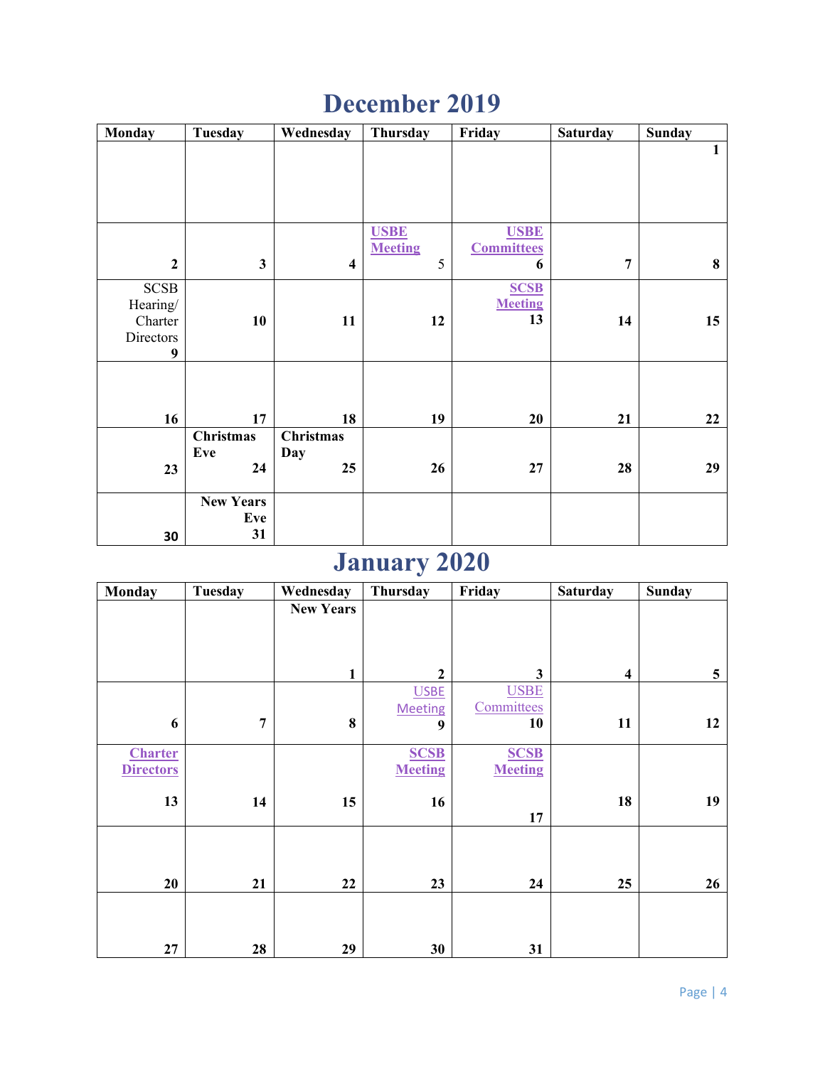# December 2019

| Monday | Tuesday | Wednesday | Thursday | Friday | Saturday | Sunday |
|---|---|---|---|---|---|---|
| | | | | | | 1 |
| 2 | 3 | 4 | USBE Meeting 5 | USBE Committees 6 | 7 | 8 |
| SCSB Hearing/ Charter Directors 9 | 10 | 11 | 12 | SCSB Meeting 13 | 14 | 15 |
| 16 | 17 | 18 | 19 | 20 | 21 | 22 |
| 23 | Christmas Eve 24 | Christmas Day 25 | 26 | 27 | 28 | 29 |
| 30 | New Years Eve 31 | | | | | |

# January 2020

| Monday | Tuesday | Wednesday | Thursday | Friday | Saturday | Sunday |
|---|---|---|---|---|---|---|
| | | New Years 1 | 2 | 3 | 4 | 5 |
| 6 | 7 | 8 | USBE Meeting 9 | USBE Committees 10 | 11 | 12 |
| Charter Directors 13 | 14 | 15 | SCSB Meeting 16 | SCSB Meeting 17 | 18 | 19 |
| 20 | 21 | 22 | 23 | 24 | 25 | 26 |
| 27 | 28 | 29 | 30 | 31 | | |